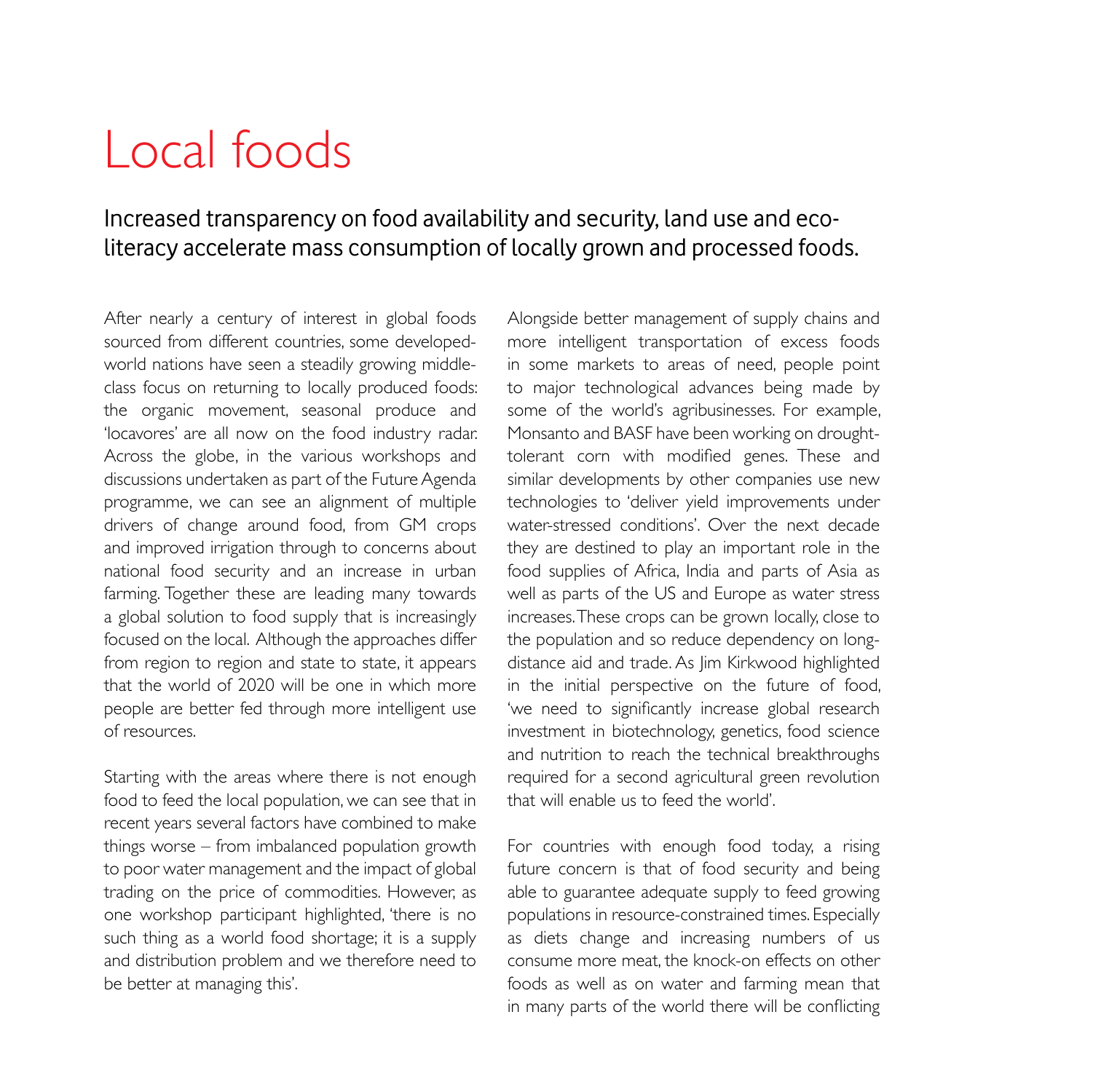# Local foods

## Increased transparency on food availability and security, land use and eco-literacy accelerate mass consumption of locally grown and processed foods.

After nearly a century of interest in global foods sourced from different countries, some developed-world nations have seen a steadily growing middle-class focus on returning to locally produced foods: the organic movement, seasonal produce and 'locavores' are all now on the food industry radar. Across the globe, in the various workshops and discussions undertaken as part of the Future Agenda programme, we can see an alignment of multiple drivers of change around food, from GM crops and improved irrigation through to concerns about national food security and an increase in urban farming. Together these are leading many towards a global solution to food supply that is increasingly focused on the local. Although the approaches differ from region to region and state to state, it appears that the world of 2020 will be one in which more people are better fed through more intelligent use of resources.

Starting with the areas where there is not enough food to feed the local population, we can see that in recent years several factors have combined to make things worse – from imbalanced population growth to poor water management and the impact of global trading on the price of commodities. However, as one workshop participant highlighted, 'there is no such thing as a world food shortage; it is a supply and distribution problem and we therefore need to be better at managing this'.

Alongside better management of supply chains and more intelligent transportation of excess foods in some markets to areas of need, people point to major technological advances being made by some of the world's agribusinesses. For example, Monsanto and BASF have been working on drought-tolerant corn with modified genes. These and similar developments by other companies use new technologies to 'deliver yield improvements under water-stressed conditions'. Over the next decade they are destined to play an important role in the food supplies of Africa, India and parts of Asia as well as parts of the US and Europe as water stress increases. These crops can be grown locally, close to the population and so reduce dependency on long-distance aid and trade. As Jim Kirkwood highlighted in the initial perspective on the future of food, 'we need to significantly increase global research investment in biotechnology, genetics, food science and nutrition to reach the technical breakthroughs required for a second agricultural green revolution that will enable us to feed the world'.

For countries with enough food today, a rising future concern is that of food security and being able to guarantee adequate supply to feed growing populations in resource-constrained times. Especially as diets change and increasing numbers of us consume more meat, the knock-on effects on other foods as well as on water and farming mean that in many parts of the world there will be conflicting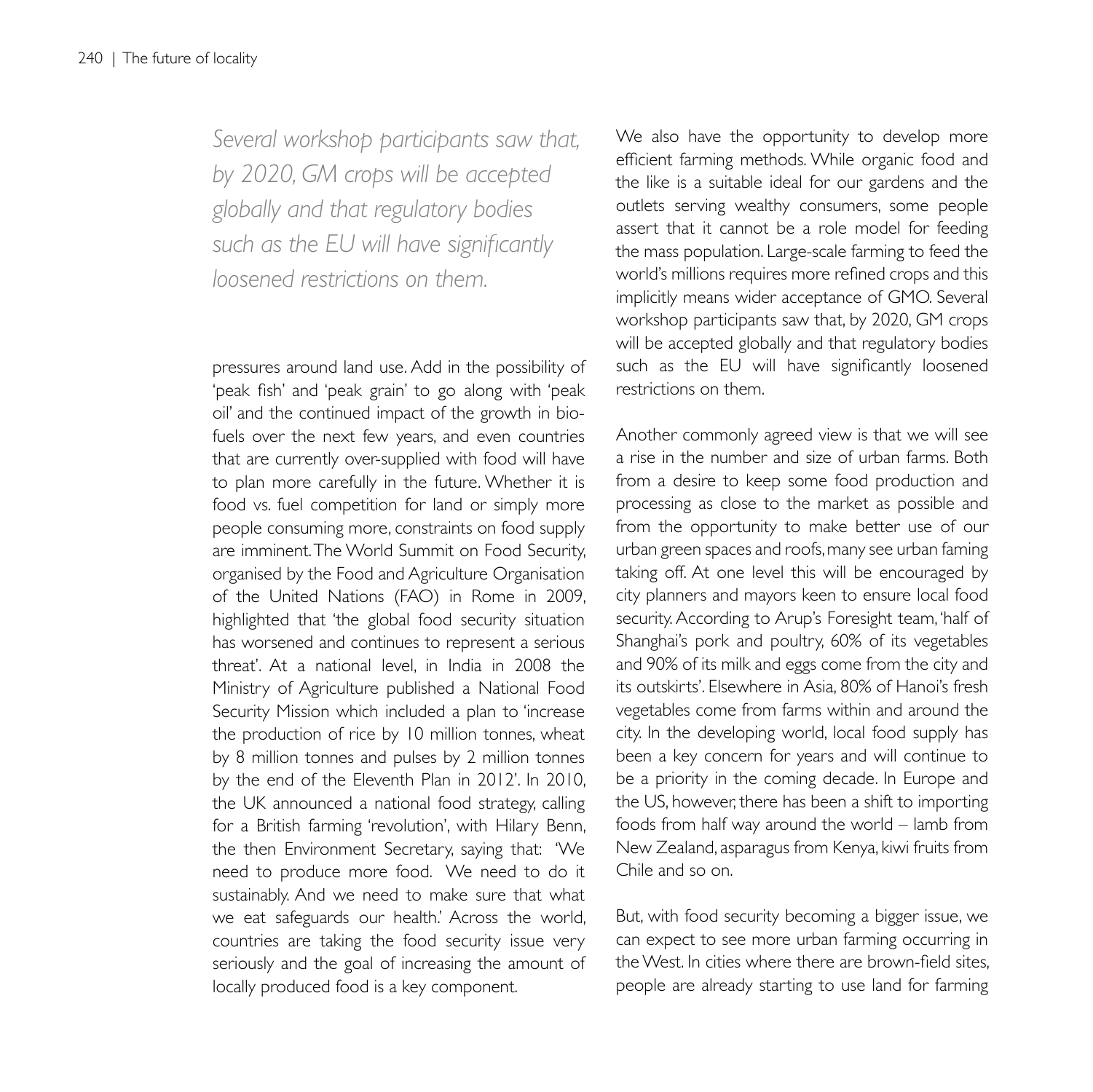*Several workshop participants saw that, by 2020, GM crops will be accepted globally and that regulatory bodies such as the EU will have significantly loosened restrictions on them.*

pressures around land use. Add in the possibility of 'peak fish' and 'peak grain' to go along with 'peak oil' and the continued impact of the growth in bio-fuels over the next few years, and even countries that are currently over-supplied with food will have to plan more carefully in the future. Whether it is food vs. fuel competition for land or simply more people consuming more, constraints on food supply are imminent. The World Summit on Food Security, organised by the Food and Agriculture Organisation of the United Nations (FAO) in Rome in 2009, highlighted that 'the global food security situation has worsened and continues to represent a serious threat'. At a national level, in India in 2008 the Ministry of Agriculture published a National Food Security Mission which included a plan to 'increase the production of rice by 10 million tonnes, wheat by 8 million tonnes and pulses by 2 million tonnes by the end of the Eleventh Plan in 2012'. In 2010, the UK announced a national food strategy, calling for a British farming 'revolution', with Hilary Benn, the then Environment Secretary, saying that: 'We need to produce more food. We need to do it sustainably. And we need to make sure that what we eat safeguards our health.' Across the world, countries are taking the food security issue very seriously and the goal of increasing the amount of locally produced food is a key component.

We also have the opportunity to develop more efficient farming methods. While organic food and the like is a suitable ideal for our gardens and the outlets serving wealthy consumers, some people assert that it cannot be a role model for feeding the mass population. Large-scale farming to feed the world's millions requires more refined crops and this implicitly means wider acceptance of GMO. Several workshop participants saw that, by 2020, GM crops will be accepted globally and that regulatory bodies such as the EU will have significantly loosened restrictions on them.

Another commonly agreed view is that we will see a rise in the number and size of urban farms. Both from a desire to keep some food production and processing as close to the market as possible and from the opportunity to make better use of our urban green spaces and roofs, many see urban faming taking off. At one level this will be encouraged by city planners and mayors keen to ensure local food security. According to Arup's Foresight team, 'half of Shanghai's pork and poultry, 60% of its vegetables and 90% of its milk and eggs come from the city and its outskirts'. Elsewhere in Asia, 80% of Hanoi's fresh vegetables come from farms within and around the city. In the developing world, local food supply has been a key concern for years and will continue to be a priority in the coming decade. In Europe and the US, however, there has been a shift to importing foods from half way around the world – lamb from New Zealand, asparagus from Kenya, kiwi fruits from Chile and so on.

But, with food security becoming a bigger issue, we can expect to see more urban farming occurring in the West. In cities where there are brown-field sites, people are already starting to use land for farming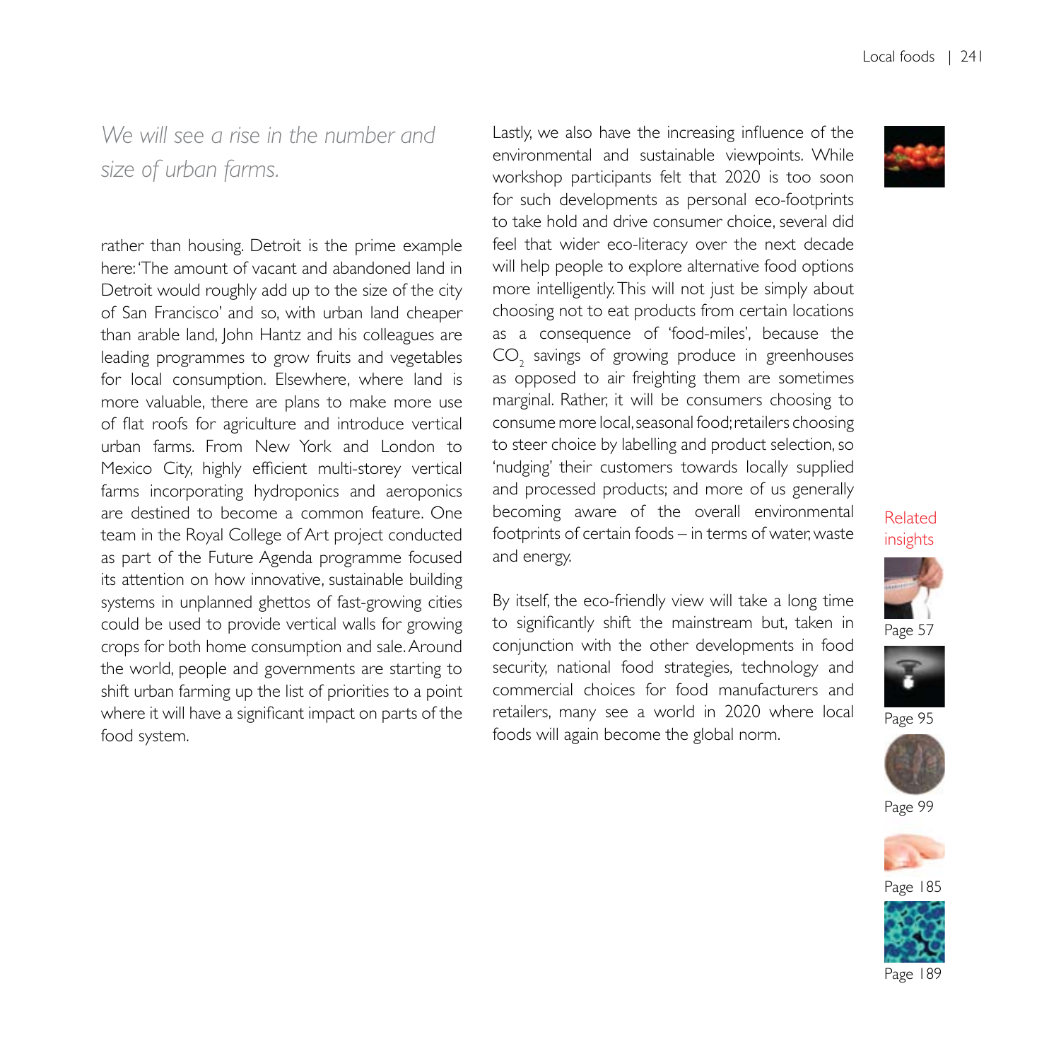*We will see a rise in the number and size of urban farms.*

rather than housing. Detroit is the prime example here: 'The amount of vacant and abandoned land in Detroit would roughly add up to the size of the city of San Francisco' and so, with urban land cheaper than arable land, John Hantz and his colleagues are leading programmes to grow fruits and vegetables for local consumption. Elsewhere, where land is more valuable, there are plans to make more use of flat roofs for agriculture and introduce vertical urban farms. From New York and London to Mexico City, highly efficient multi-storey vertical farms incorporating hydroponics and aeroponics are destined to become a common feature. One team in the Royal College of Art project conducted as part of the Future Agenda programme focused its attention on how innovative, sustainable building systems in unplanned ghettos of fast-growing cities could be used to provide vertical walls for growing crops for both home consumption and sale. Around the world, people and governments are starting to shift urban farming up the list of priorities to a point where it will have a significant impact on parts of the food system.

Lastly, we also have the increasing influence of the environmental and sustainable viewpoints. While workshop participants felt that 2020 is too soon for such developments as personal eco-footprints to take hold and drive consumer choice, several did feel that wider eco-literacy over the next decade will help people to explore alternative food options more intelligently. This will not just be simply about choosing not to eat products from certain locations as a consequence of 'food-miles', because the $CO_2$ savings of growing produce in greenhouses as opposed to air freighting them are sometimes marginal. Rather, it will be consumers choosing to consume more local, seasonal food; retailers choosing to steer choice by labelling and product selection, so 'nudging' their customers towards locally supplied and processed products; and more of us generally becoming aware of the overall environmental footprints of certain foods – in terms of water, waste and energy.

By itself, the eco-friendly view will take a long time to significantly shift the mainstream but, taken in conjunction with the other developments in food security, national food strategies, technology and commercial choices for food manufacturers and retailers, many see a world in 2020 where local foods will again become the global norm.

Related insights

Page 57

Page 95

Page 99

Page 185

Page 189